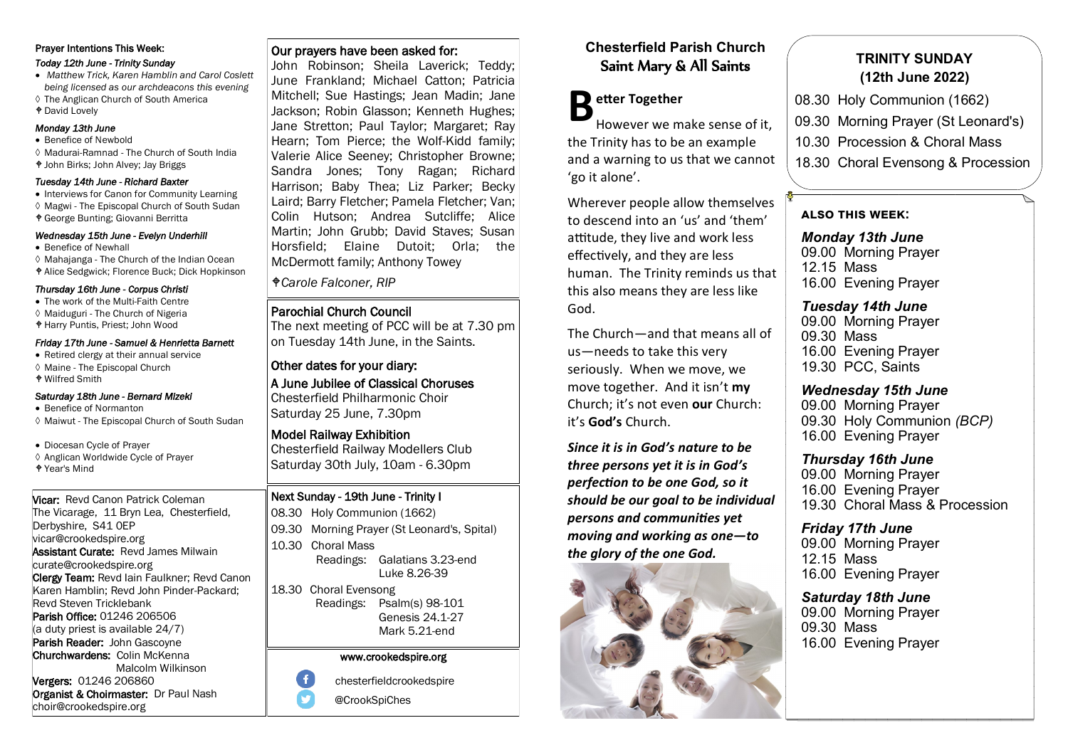#### Prayer Intentions This Week:

*Today 12th June - Trinity Sunday*

- *Matthew Trick, Karen Hamblin and Carol Coslett being licensed as our archdeacons this evening*
- ◊ The Anglican Church of South America
- ✝ David Lovely

*Monday 13th June*

- Benefice of Newbold
- ◊ Madurai-Ramnad - The Church of South India
- ✝ John Birks; John Alvey; Jay Briggs

*Tuesday 14th June - Richard Baxter*

- Interviews for Canon for Community Learning
- ◊ Magwi - The Episcopal Church of South Sudan
- ✝ George Bunting; Giovanni Berritta

*Wednesday 15th June - Evelyn Underhill*

- Benefice of Newhall
- ◊ Mahajanga - The Church of the Indian Ocean
- ✝ Alice Sedgwick; Florence Buck; Dick Hopkinson

*Thursday 16th June - Corpus Christi*

- The work of the Multi-Faith Centre
- ◊ Maiduguri - The Church of Nigeria
- ✝ Harry Puntis, Priest; John Wood

*Friday 17th June - Samuel & Henrietta Barnett*

- Retired clergy at their annual service
- ◊ Maine - The Episcopal Church
- ✝ Wilfred Smith

*Saturday 18th June - Bernard Mizeki*

- Benefice of Normanton
- ◊ Maiwut - The Episcopal Church of South Sudan

- Diocesan Cycle of Prayer
- ◊ Anglican Worldwide Cycle of Prayer
- ✝ Year's Mind

**Vicar:** Revd Canon Patrick Coleman
The Vicarage, 11 Bryn Lea, Chesterfield, Derbyshire, S41 0EP
vicar@crookedspire.org
**Assistant Curate:** Revd James Milwain
curate@crookedspire.org
**Clergy Team:** Revd Iain Faulkner; Revd Canon Karen Hamblin; Revd John Pinder-Packard; Revd Steven Tricklebank
**Parish Office:** 01246 206506
(a duty priest is available 24/7)
**Parish Reader:** John Gascoyne
**Churchwardens:** Colin McKenna
Malcolm Wilkinson
**Vergers:** 01246 206860
**Organist & Choirmaster:** Dr Paul Nash
choir@crookedspire.org

#### Our prayers have been asked for:

John Robinson; Sheila Laverick; Teddy; June Frankland; Michael Catton; Patricia Mitchell; Sue Hastings; Jean Madin; Jane Jackson; Robin Glasson; Kenneth Hughes; Jane Stretton; Paul Taylor; Margaret; Ray Hearn; Tom Pierce; the Wolf-Kidd family; Valerie Alice Seeney; Christopher Browne; Sandra Jones; Tony Ragan; Richard Harrison; Baby Thea; Liz Parker; Becky Laird; Barry Fletcher; Pamela Fletcher; Van; Colin Hutson; Andrea Sutcliffe; Alice Martin; John Grubb; David Staves; Susan Horsfield; Elaine Dutoit; Orla; the McDermott family; Anthony Towey

✝*Carole Falconer, RIP*

#### Parochial Church Council

The next meeting of PCC will be at 7.30 pm on Tuesday 14th June, in the Saints.

#### Other dates for your diary:

**A June Jubilee of Classical Choruses**
Chesterfield Philharmonic Choir
Saturday 25 June, 7.30pm

**Model Railway Exhibition**
Chesterfield Railway Modellers Club
Saturday 30th July, 10am - 6.30pm

#### Next Sunday - 19th June - Trinity I

08.30 Holy Communion (1662)
09.30 Morning Prayer (St Leonard's, Spital)
10.30 Choral Mass
Readings: Galatians 3.23-end
Luke 8.26-39
18.30 Choral Evensong
Readings: Psalm(s) 98-101
Genesis 24.1-27
Mark 5.21-end

www.crookedspire.org
chesterfieldcrookedspire
@CrookSpiChes

## Chesterfield Parish Church
## Saint Mary & All Saints

### Better Together

However we make sense of it, the Trinity has to be an example and a warning to us that we cannot 'go it alone'.

Wherever people allow themselves to descend into an 'us' and 'them' attitude, they live and work less effectively, and they are less human. The Trinity reminds us that this also means they are less like God.

The Church—and that means all of us—needs to take this very seriously. When we move, we move together. And it isn't **my** Church; it's not even **our** Church: it's **God's** Church.

***Since it is in God's nature to be three persons yet it is in God's perfection to be one God, so it should be our goal to be individual persons and communities yet moving and working as one—to the glory of the one God.***

## TRINITY SUNDAY
## (12th June 2022)

08.30 Holy Communion (1662)
09.30 Morning Prayer (St Leonard's)
10.30 Procession & Choral Mass
18.30 Choral Evensong & Procession

#### ALSO THIS WEEK:

***Monday 13th June***
09.00 Morning Prayer
12.15 Mass
16.00 Evening Prayer

***Tuesday 14th June***
09.00 Morning Prayer
09.30 Mass
16.00 Evening Prayer
19.30 PCC, Saints

***Wednesday 15th June***
09.00 Morning Prayer
09.30 Holy Communion *(BCP)*
16.00 Evening Prayer

***Thursday 16th June***
09.00 Morning Prayer
16.00 Evening Prayer
19.30 Choral Mass & Procession

***Friday 17th June***
09.00 Morning Prayer
12.15 Mass
16.00 Evening Prayer

***Saturday 18th June***
09.00 Morning Prayer
09.30 Mass
16.00 Evening Prayer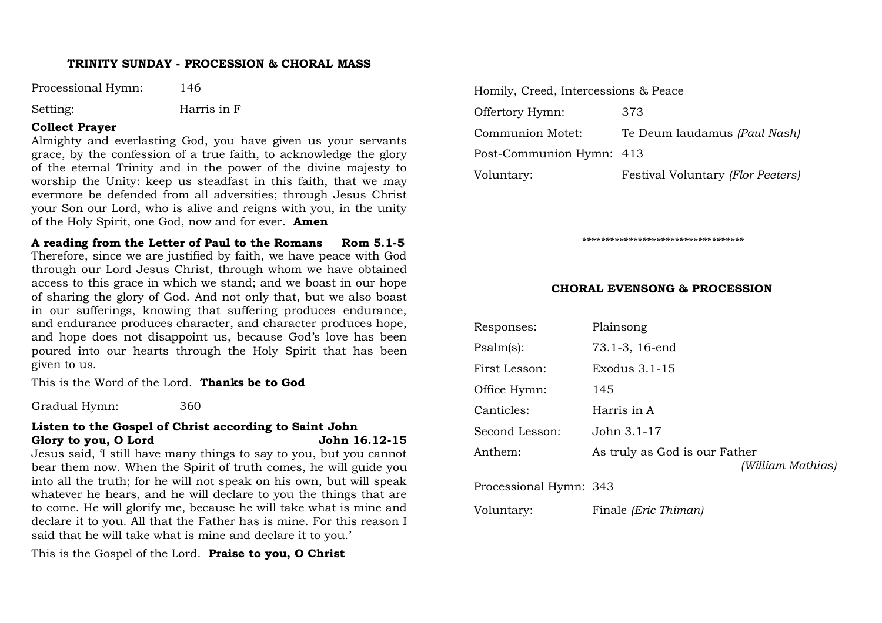## TRINITY SUNDAY - PROCESSION & CHORAL MASS

| | |
|---|---|
| Processional Hymn: | 146 |
| Setting: | Harris in F |

**Collect Prayer**

Almighty and everlasting God, you have given us your servants grace, by the confession of a true faith, to acknowledge the glory of the eternal Trinity and in the power of the divine majesty to worship the Unity: keep us steadfast in this faith, that we may evermore be defended from all adversities; through Jesus Christ your Son our Lord, who is alive and reigns with you, in the unity of the Holy Spirit, one God, now and for ever. **Amen**

**A reading from the Letter of Paul to the Romans Rom 5.1-5**

Therefore, since we are justified by faith, we have peace with God through our Lord Jesus Christ, through whom we have obtained access to this grace in which we stand; and we boast in our hope of sharing the glory of God. And not only that, but we also boast in our sufferings, knowing that suffering produces endurance, and endurance produces character, and character produces hope, and hope does not disappoint us, because God's love has been poured into our hearts through the Holy Spirit that has been given to us.

This is the Word of the Lord. **Thanks be to God**

Gradual Hymn: 360

**Listen to the Gospel of Christ according to Saint John**
**Glory to you, O Lord John 16.12-15**

Jesus said, 'I still have many things to say to you, but you cannot bear them now. When the Spirit of truth comes, he will guide you into all the truth; for he will not speak on his own, but will speak whatever he hears, and he will declare to you the things that are to come. He will glorify me, because he will take what is mine and declare it to you. All that the Father has is mine. For this reason I said that he will take what is mine and declare it to you.'

This is the Gospel of the Lord. **Praise to you, O Christ**

Homily, Creed, Intercessions & Peace

| | |
|---|---|
| Offertory Hymn: | 373 |
| Communion Motet: | Te Deum laudamus *(Paul Nash)* |
| Post-Communion Hymn: | 413 |
| Voluntary: | Festival Voluntary *(Flor Peeters)* |

***********************************

## CHORAL EVENSONG & PROCESSION

| | |
|---|---|
| Responses: | Plainsong |
| Psalm(s): | 73.1-3, 16-end |
| First Lesson: | Exodus 3.1-15 |
| Office Hymn: | 145 |
| Canticles: | Harris in A |
| Second Lesson: | John 3.1-17 |
| Anthem: | As truly as God is our Father *(William Mathias)* |
| Processional Hymn: | 343 |
| Voluntary: | Finale *(Eric Thiman)* |